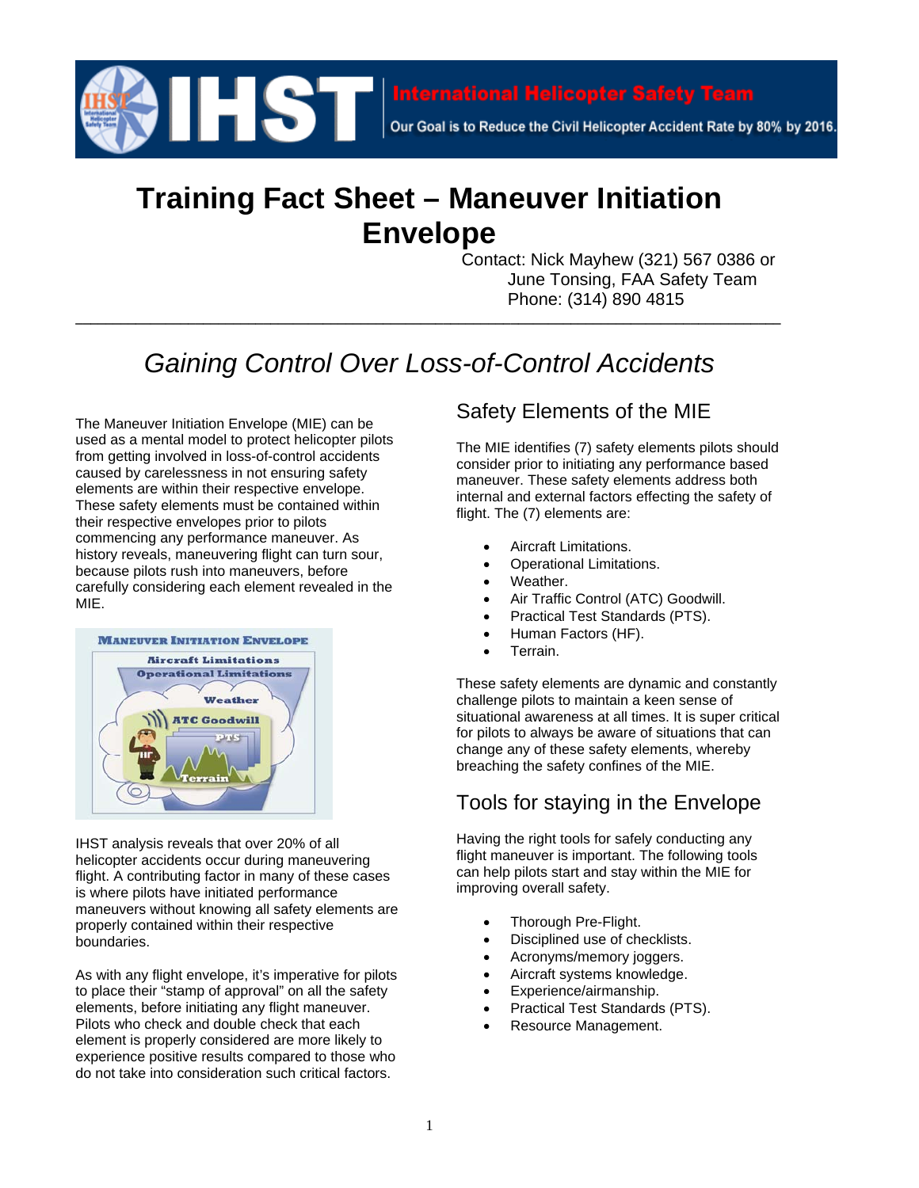International Helicopter Safety Team

Our Goal is to Reduce the Civil Helicopter Accident Rate by 80% by 2016.

# Training Fact Sheet – Maneuver Initiation Envelope

Contact: Nick Mayhew (321) 567 0386 or
June Tonsing, FAA Safety Team
Phone: (314) 890 4815

---

## *Gaining Control Over Loss-of-Control Accidents*

The Maneuver Initiation Envelope (MIE) can be used as a mental model to protect helicopter pilots from getting involved in loss-of-control accidents caused by carelessness in not ensuring safety elements are within their respective envelope. These safety elements must be contained within their respective envelopes prior to pilots commencing any performance maneuver. As history reveals, maneuvering flight can turn sour, because pilots rush into maneuvers, before carefully considering each element revealed in the MIE.

MANEUVER INITIATION ENVELOPE
Aircraft Limitations
Operational Limitations
Weather
ATC Goodwill
PTS
Terrain

IHST analysis reveals that over 20% of all helicopter accidents occur during maneuvering flight. A contributing factor in many of these cases is where pilots have initiated performance maneuvers without knowing all safety elements are properly contained within their respective boundaries.

As with any flight envelope, it's imperative for pilots to place their "stamp of approval" on all the safety elements, before initiating any flight maneuver. Pilots who check and double check that each element is properly considered are more likely to experience positive results compared to those who do not take into consideration such critical factors.

## Safety Elements of the MIE

The MIE identifies (7) safety elements pilots should consider prior to initiating any performance based maneuver. These safety elements address both internal and external factors effecting the safety of flight. The (7) elements are:

- Aircraft Limitations.
- Operational Limitations.
- Weather.
- Air Traffic Control (ATC) Goodwill.
- Practical Test Standards (PTS).
- Human Factors (HF).
- Terrain.

These safety elements are dynamic and constantly challenge pilots to maintain a keen sense of situational awareness at all times. It is super critical for pilots to always be aware of situations that can change any of these safety elements, whereby breaching the safety confines of the MIE.

## Tools for staying in the Envelope

Having the right tools for safely conducting any flight maneuver is important. The following tools can help pilots start and stay within the MIE for improving overall safety.

- Thorough Pre-Flight.
- Disciplined use of checklists.
- Acronyms/memory joggers.
- Aircraft systems knowledge.
- Experience/airmanship.
- Practical Test Standards (PTS).
- Resource Management.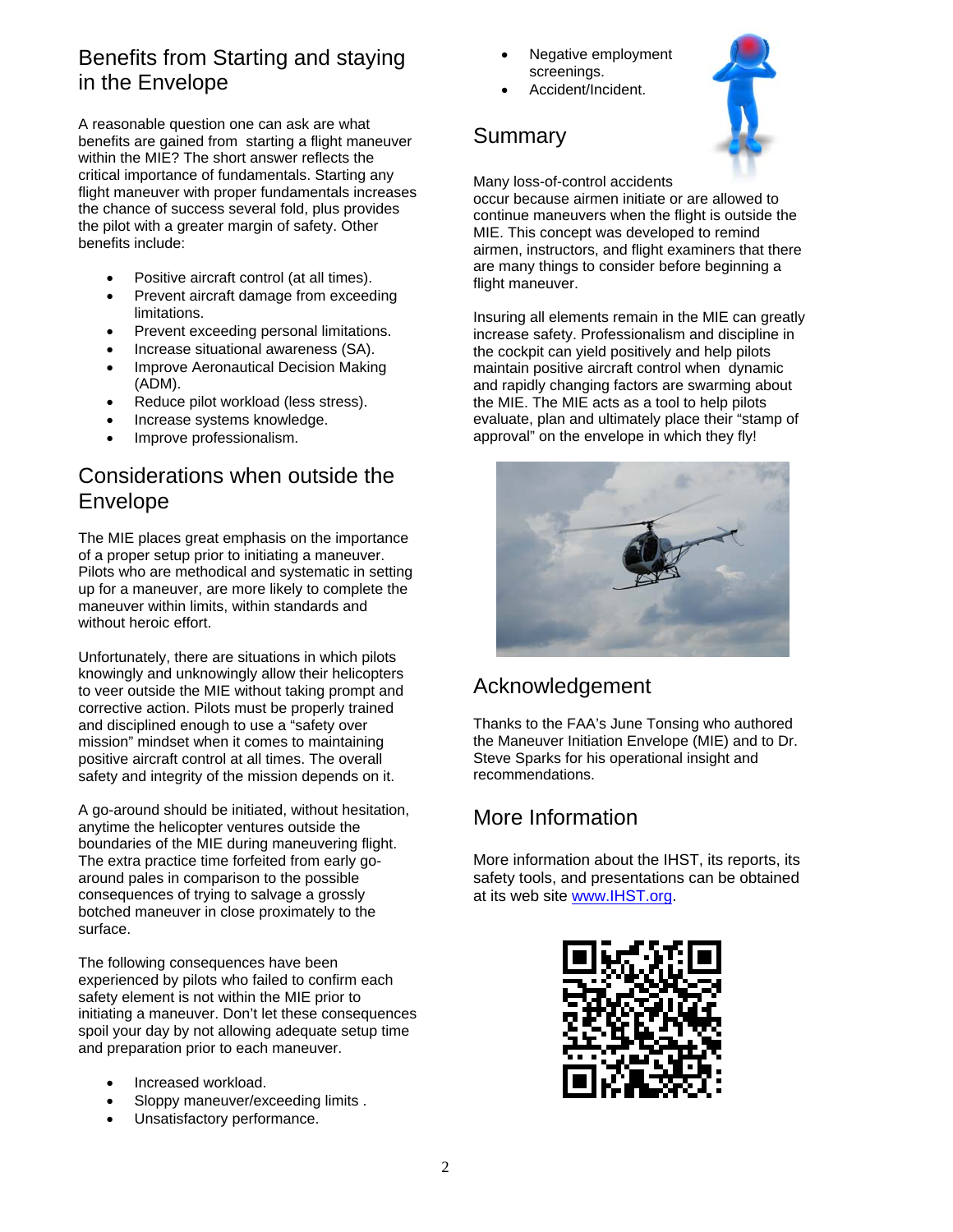## Benefits from Starting and staying in the Envelope

A reasonable question one can ask are what benefits are gained from starting a flight maneuver within the MIE? The short answer reflects the critical importance of fundamentals. Starting any flight maneuver with proper fundamentals increases the chance of success several fold, plus provides the pilot with a greater margin of safety. Other benefits include:

- Positive aircraft control (at all times).
- Prevent aircraft damage from exceeding limitations.
- Prevent exceeding personal limitations.
- Increase situational awareness (SA).
- Improve Aeronautical Decision Making (ADM).
- Reduce pilot workload (less stress).
- Increase systems knowledge.
- Improve professionalism.

## Considerations when outside the Envelope

The MIE places great emphasis on the importance of a proper setup prior to initiating a maneuver. Pilots who are methodical and systematic in setting up for a maneuver, are more likely to complete the maneuver within limits, within standards and without heroic effort.

Unfortunately, there are situations in which pilots knowingly and unknowingly allow their helicopters to veer outside the MIE without taking prompt and corrective action. Pilots must be properly trained and disciplined enough to use a "safety over mission" mindset when it comes to maintaining positive aircraft control at all times. The overall safety and integrity of the mission depends on it.

A go-around should be initiated, without hesitation, anytime the helicopter ventures outside the boundaries of the MIE during maneuvering flight. The extra practice time forfeited from early go-around pales in comparison to the possible consequences of trying to salvage a grossly botched maneuver in close proximately to the surface.

The following consequences have been experienced by pilots who failed to confirm each safety element is not within the MIE prior to initiating a maneuver. Don't let these consequences spoil your day by not allowing adequate setup time and preparation prior to each maneuver.

- Increased workload.
- Sloppy maneuver/exceeding limits .
- Unsatisfactory performance.
- Negative employment screenings.
- Accident/Incident.

## Summary

Many loss-of-control accidents occur because airmen initiate or are allowed to continue maneuvers when the flight is outside the MIE. This concept was developed to remind airmen, instructors, and flight examiners that there are many things to consider before beginning a flight maneuver.

Insuring all elements remain in the MIE can greatly increase safety. Professionalism and discipline in the cockpit can yield positively and help pilots maintain positive aircraft control when dynamic and rapidly changing factors are swarming about the MIE. The MIE acts as a tool to help pilots evaluate, plan and ultimately place their "stamp of approval" on the envelope in which they fly!

## Acknowledgement

Thanks to the FAA's June Tonsing who authored the Maneuver Initiation Envelope (MIE) and to Dr. Steve Sparks for his operational insight and recommendations.

## More Information

More information about the IHST, its reports, its safety tools, and presentations can be obtained at its web site www.IHST.org.